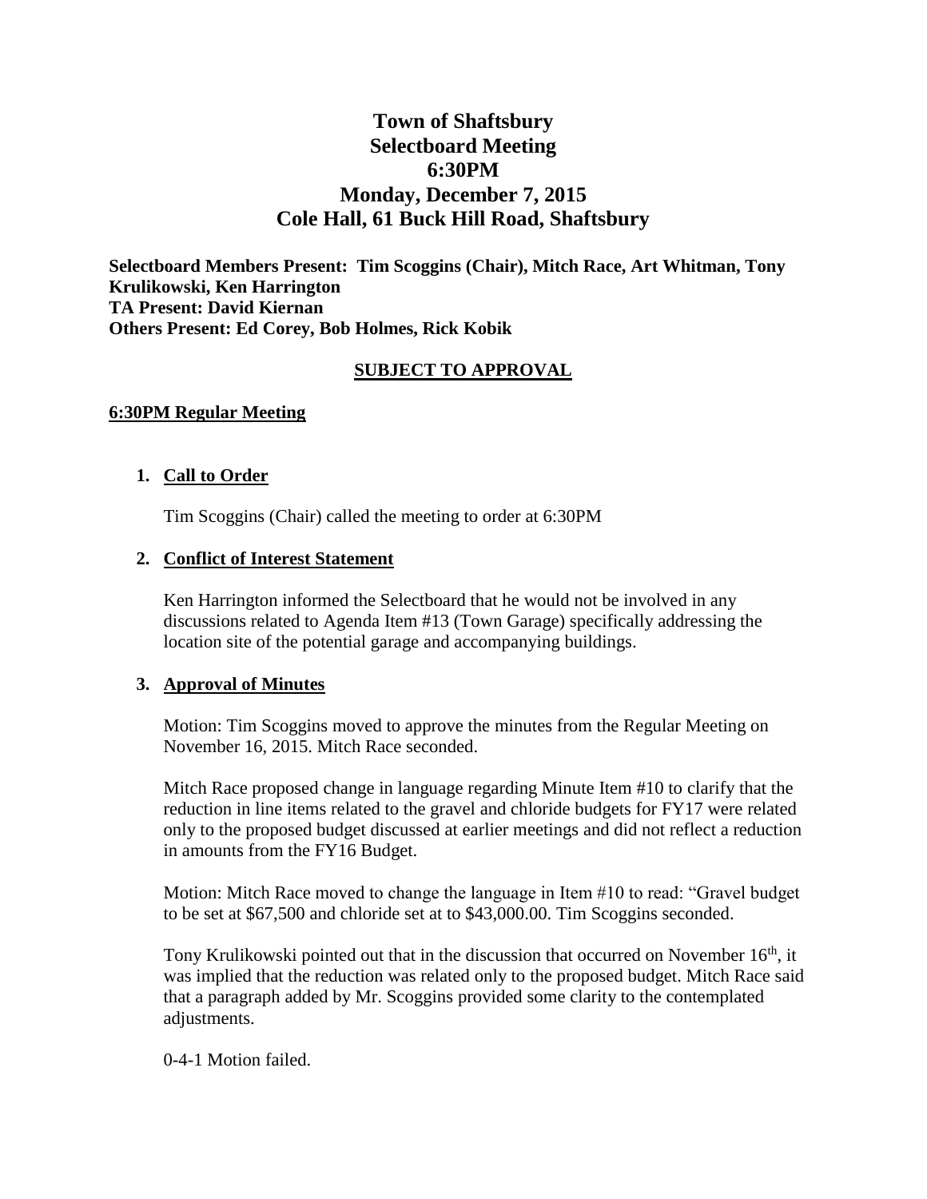# Town of Shaftsbury
# Selectboard Meeting
# 6:30PM
# Monday, December 7, 2015
# Cole Hall, 61 Buck Hill Road, Shaftsbury

**Selectboard Members Present: Tim Scoggins (Chair), Mitch Race, Art Whitman, Tony Krulikowski, Ken Harrington**
**TA Present: David Kiernan**
**Others Present: Ed Corey, Bob Holmes, Rick Kobik**

**SUBJECT TO APPROVAL**

## 6:30PM Regular Meeting

1. **Call to Order**

   Tim Scoggins (Chair) called the meeting to order at 6:30PM

2. **Conflict of Interest Statement**

   Ken Harrington informed the Selectboard that he would not be involved in any discussions related to Agenda Item #13 (Town Garage) specifically addressing the location site of the potential garage and accompanying buildings.

3. **Approval of Minutes**

   Motion: Tim Scoggins moved to approve the minutes from the Regular Meeting on November 16, 2015. Mitch Race seconded.

   Mitch Race proposed change in language regarding Minute Item #10 to clarify that the reduction in line items related to the gravel and chloride budgets for FY17 were related only to the proposed budget discussed at earlier meetings and did not reflect a reduction in amounts from the FY16 Budget.

   Motion: Mitch Race moved to change the language in Item #10 to read: "Gravel budget to be set at $67,500 and chloride set at to $43,000.00. Tim Scoggins seconded.

   Tony Krulikowski pointed out that in the discussion that occurred on November 16th, it was implied that the reduction was related only to the proposed budget. Mitch Race said that a paragraph added by Mr. Scoggins provided some clarity to the contemplated adjustments.

   0-4-1 Motion failed.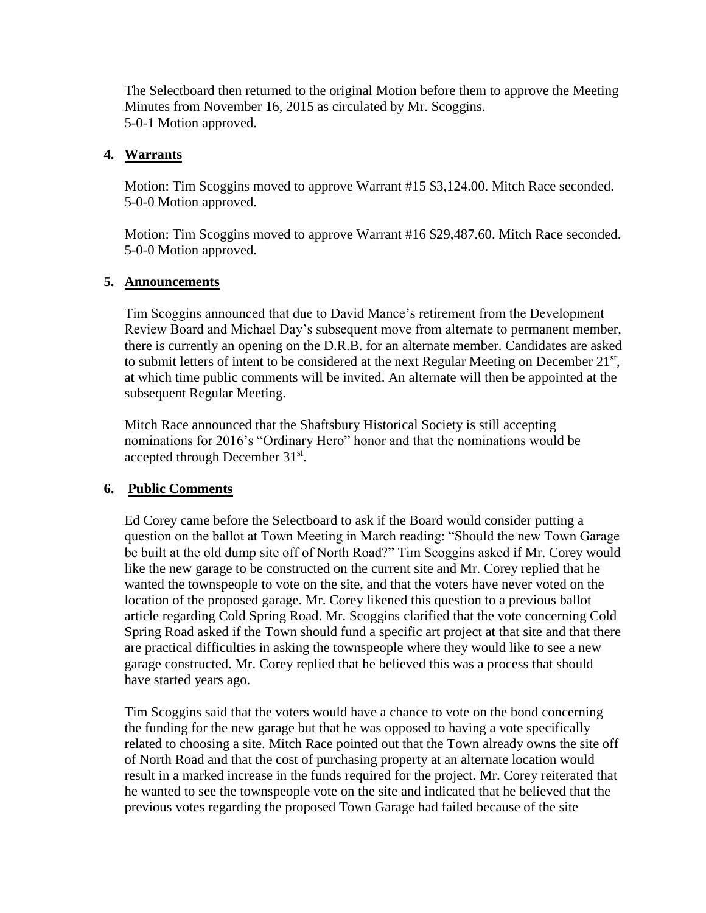The Selectboard then returned to the original Motion before them to approve the Meeting Minutes from November 16, 2015 as circulated by Mr. Scoggins.
5-0-1 Motion approved.

## 4. Warrants

Motion: Tim Scoggins moved to approve Warrant #15 $3,124.00. Mitch Race seconded.
5-0-0 Motion approved.

Motion: Tim Scoggins moved to approve Warrant #16 $29,487.60. Mitch Race seconded.
5-0-0 Motion approved.

## 5. Announcements

Tim Scoggins announced that due to David Mance's retirement from the Development Review Board and Michael Day's subsequent move from alternate to permanent member, there is currently an opening on the D.R.B. for an alternate member. Candidates are asked to submit letters of intent to be considered at the next Regular Meeting on December 21st, at which time public comments will be invited. An alternate will then be appointed at the subsequent Regular Meeting.

Mitch Race announced that the Shaftsbury Historical Society is still accepting nominations for 2016's "Ordinary Hero" honor and that the nominations would be accepted through December 31st.

## 6. Public Comments

Ed Corey came before the Selectboard to ask if the Board would consider putting a question on the ballot at Town Meeting in March reading: "Should the new Town Garage be built at the old dump site off of North Road?" Tim Scoggins asked if Mr. Corey would like the new garage to be constructed on the current site and Mr. Corey replied that he wanted the townspeople to vote on the site, and that the voters have never voted on the location of the proposed garage. Mr. Corey likened this question to a previous ballot article regarding Cold Spring Road. Mr. Scoggins clarified that the vote concerning Cold Spring Road asked if the Town should fund a specific art project at that site and that there are practical difficulties in asking the townspeople where they would like to see a new garage constructed. Mr. Corey replied that he believed this was a process that should have started years ago.

Tim Scoggins said that the voters would have a chance to vote on the bond concerning the funding for the new garage but that he was opposed to having a vote specifically related to choosing a site. Mitch Race pointed out that the Town already owns the site off of North Road and that the cost of purchasing property at an alternate location would result in a marked increase in the funds required for the project. Mr. Corey reiterated that he wanted to see the townspeople vote on the site and indicated that he believed that the previous votes regarding the proposed Town Garage had failed because of the site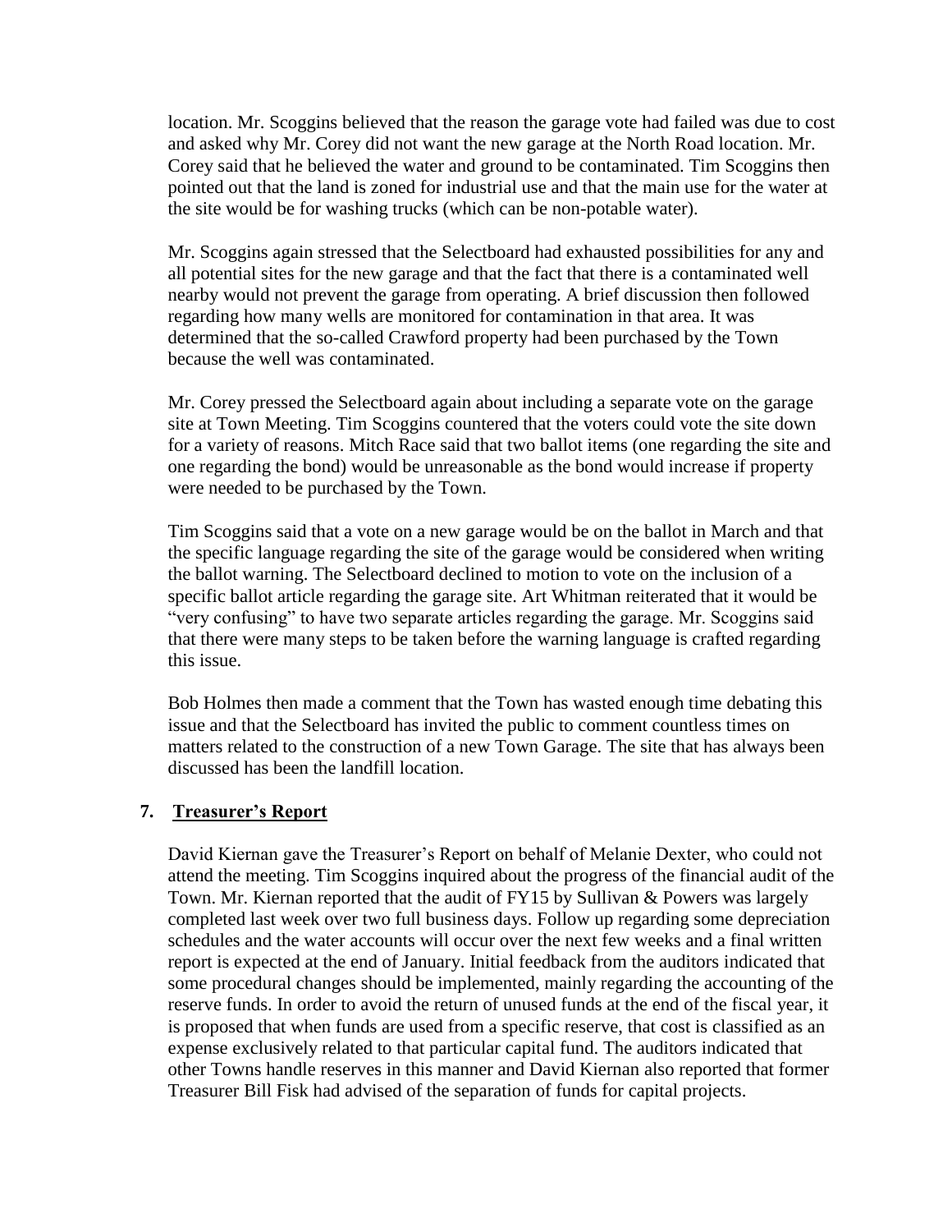location. Mr. Scoggins believed that the reason the garage vote had failed was due to cost and asked why Mr. Corey did not want the new garage at the North Road location. Mr. Corey said that he believed the water and ground to be contaminated. Tim Scoggins then pointed out that the land is zoned for industrial use and that the main use for the water at the site would be for washing trucks (which can be non-potable water).

Mr. Scoggins again stressed that the Selectboard had exhausted possibilities for any and all potential sites for the new garage and that the fact that there is a contaminated well nearby would not prevent the garage from operating. A brief discussion then followed regarding how many wells are monitored for contamination in that area. It was determined that the so-called Crawford property had been purchased by the Town because the well was contaminated.

Mr. Corey pressed the Selectboard again about including a separate vote on the garage site at Town Meeting. Tim Scoggins countered that the voters could vote the site down for a variety of reasons. Mitch Race said that two ballot items (one regarding the site and one regarding the bond) would be unreasonable as the bond would increase if property were needed to be purchased by the Town.

Tim Scoggins said that a vote on a new garage would be on the ballot in March and that the specific language regarding the site of the garage would be considered when writing the ballot warning. The Selectboard declined to motion to vote on the inclusion of a specific ballot article regarding the garage site. Art Whitman reiterated that it would be "very confusing" to have two separate articles regarding the garage. Mr. Scoggins said that there were many steps to be taken before the warning language is crafted regarding this issue.

Bob Holmes then made a comment that the Town has wasted enough time debating this issue and that the Selectboard has invited the public to comment countless times on matters related to the construction of a new Town Garage. The site that has always been discussed has been the landfill location.

## 7. **Treasurer's Report**

David Kiernan gave the Treasurer's Report on behalf of Melanie Dexter, who could not attend the meeting. Tim Scoggins inquired about the progress of the financial audit of the Town. Mr. Kiernan reported that the audit of FY15 by Sullivan & Powers was largely completed last week over two full business days. Follow up regarding some depreciation schedules and the water accounts will occur over the next few weeks and a final written report is expected at the end of January. Initial feedback from the auditors indicated that some procedural changes should be implemented, mainly regarding the accounting of the reserve funds. In order to avoid the return of unused funds at the end of the fiscal year, it is proposed that when funds are used from a specific reserve, that cost is classified as an expense exclusively related to that particular capital fund. The auditors indicated that other Towns handle reserves in this manner and David Kiernan also reported that former Treasurer Bill Fisk had advised of the separation of funds for capital projects.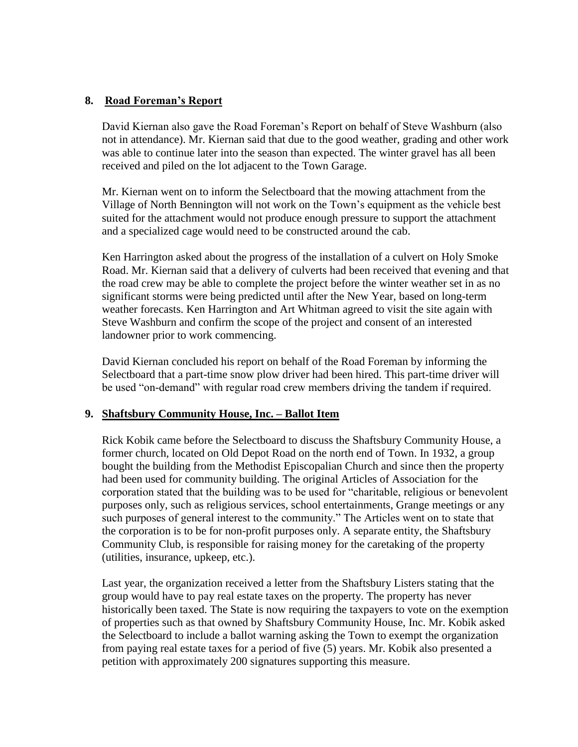## 8. Road Foreman's Report

David Kiernan also gave the Road Foreman's Report on behalf of Steve Washburn (also not in attendance). Mr. Kiernan said that due to the good weather, grading and other work was able to continue later into the season than expected. The winter gravel has all been received and piled on the lot adjacent to the Town Garage.

Mr. Kiernan went on to inform the Selectboard that the mowing attachment from the Village of North Bennington will not work on the Town's equipment as the vehicle best suited for the attachment would not produce enough pressure to support the attachment and a specialized cage would need to be constructed around the cab.

Ken Harrington asked about the progress of the installation of a culvert on Holy Smoke Road. Mr. Kiernan said that a delivery of culverts had been received that evening and that the road crew may be able to complete the project before the winter weather set in as no significant storms were being predicted until after the New Year, based on long-term weather forecasts. Ken Harrington and Art Whitman agreed to visit the site again with Steve Washburn and confirm the scope of the project and consent of an interested landowner prior to work commencing.

David Kiernan concluded his report on behalf of the Road Foreman by informing the Selectboard that a part-time snow plow driver had been hired. This part-time driver will be used "on-demand" with regular road crew members driving the tandem if required.

## 9. Shaftsbury Community House, Inc. – Ballot Item

Rick Kobik came before the Selectboard to discuss the Shaftsbury Community House, a former church, located on Old Depot Road on the north end of Town. In 1932, a group bought the building from the Methodist Episcopalian Church and since then the property had been used for community building. The original Articles of Association for the corporation stated that the building was to be used for "charitable, religious or benevolent purposes only, such as religious services, school entertainments, Grange meetings or any such purposes of general interest to the community." The Articles went on to state that the corporation is to be for non-profit purposes only. A separate entity, the Shaftsbury Community Club, is responsible for raising money for the caretaking of the property (utilities, insurance, upkeep, etc.).

Last year, the organization received a letter from the Shaftsbury Listers stating that the group would have to pay real estate taxes on the property. The property has never historically been taxed. The State is now requiring the taxpayers to vote on the exemption of properties such as that owned by Shaftsbury Community House, Inc. Mr. Kobik asked the Selectboard to include a ballot warning asking the Town to exempt the organization from paying real estate taxes for a period of five (5) years. Mr. Kobik also presented a petition with approximately 200 signatures supporting this measure.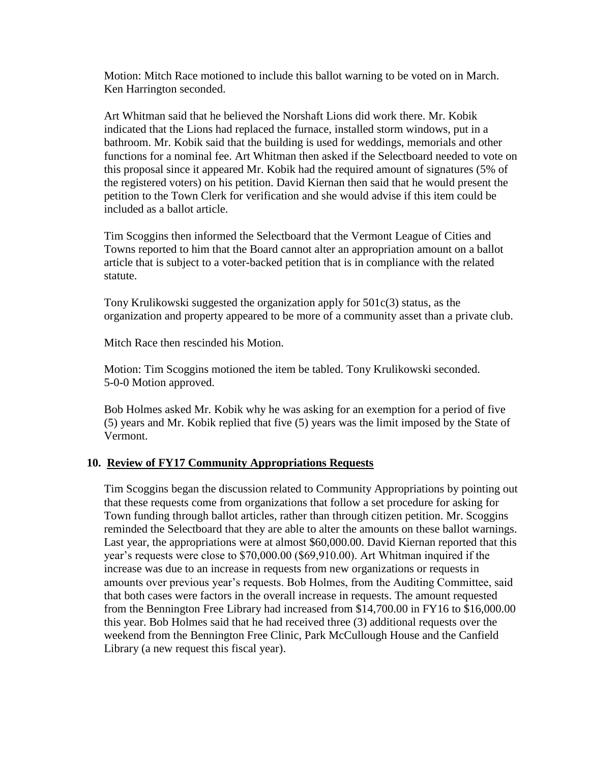Motion: Mitch Race motioned to include this ballot warning to be voted on in March. Ken Harrington seconded.

Art Whitman said that he believed the Norshaft Lions did work there. Mr. Kobik indicated that the Lions had replaced the furnace, installed storm windows, put in a bathroom. Mr. Kobik said that the building is used for weddings, memorials and other functions for a nominal fee. Art Whitman then asked if the Selectboard needed to vote on this proposal since it appeared Mr. Kobik had the required amount of signatures (5% of the registered voters) on his petition. David Kiernan then said that he would present the petition to the Town Clerk for verification and she would advise if this item could be included as a ballot article.

Tim Scoggins then informed the Selectboard that the Vermont League of Cities and Towns reported to him that the Board cannot alter an appropriation amount on a ballot article that is subject to a voter-backed petition that is in compliance with the related statute.

Tony Krulikowski suggested the organization apply for 501c(3) status, as the organization and property appeared to be more of a community asset than a private club.

Mitch Race then rescinded his Motion.

Motion: Tim Scoggins motioned the item be tabled. Tony Krulikowski seconded.
5-0-0 Motion approved.

Bob Holmes asked Mr. Kobik why he was asking for an exemption for a period of five (5) years and Mr. Kobik replied that five (5) years was the limit imposed by the State of Vermont.

## 10. Review of FY17 Community Appropriations Requests

Tim Scoggins began the discussion related to Community Appropriations by pointing out that these requests come from organizations that follow a set procedure for asking for Town funding through ballot articles, rather than through citizen petition. Mr. Scoggins reminded the Selectboard that they are able to alter the amounts on these ballot warnings. Last year, the appropriations were at almost $60,000.00. David Kiernan reported that this year's requests were close to $70,000.00 ($69,910.00). Art Whitman inquired if the increase was due to an increase in requests from new organizations or requests in amounts over previous year's requests. Bob Holmes, from the Auditing Committee, said that both cases were factors in the overall increase in requests. The amount requested from the Bennington Free Library had increased from $14,700.00 in FY16 to $16,000.00 this year. Bob Holmes said that he had received three (3) additional requests over the weekend from the Bennington Free Clinic, Park McCullough House and the Canfield Library (a new request this fiscal year).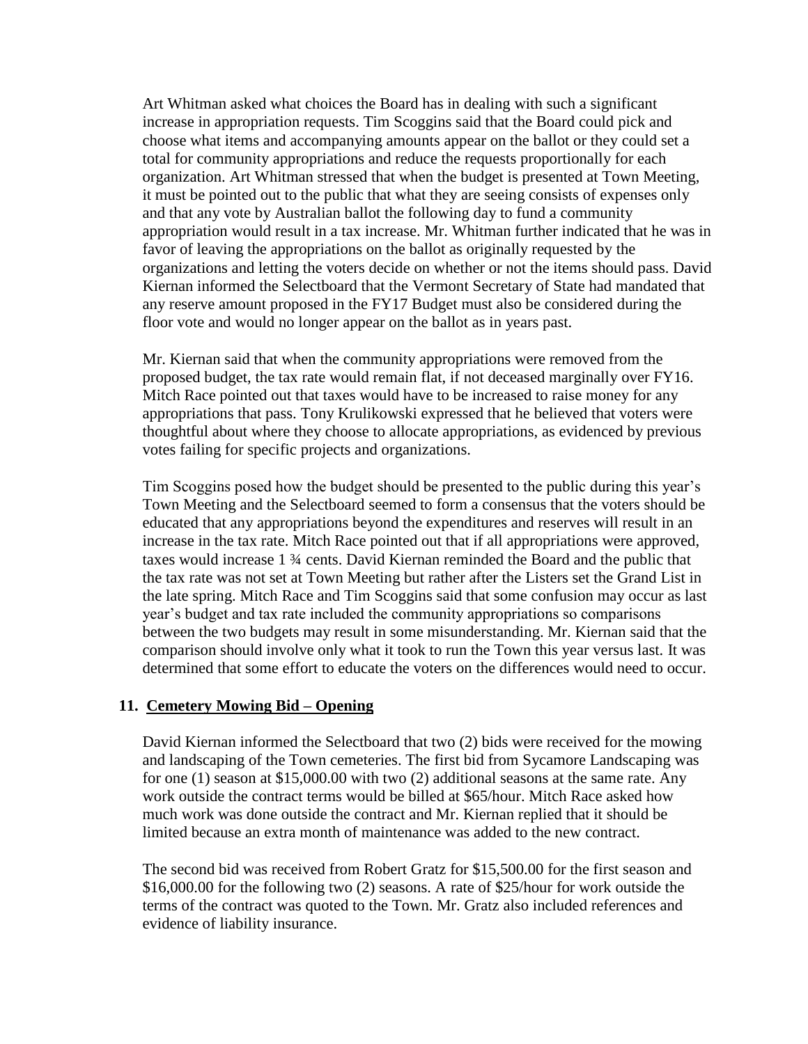Art Whitman asked what choices the Board has in dealing with such a significant increase in appropriation requests. Tim Scoggins said that the Board could pick and choose what items and accompanying amounts appear on the ballot or they could set a total for community appropriations and reduce the requests proportionally for each organization. Art Whitman stressed that when the budget is presented at Town Meeting, it must be pointed out to the public that what they are seeing consists of expenses only and that any vote by Australian ballot the following day to fund a community appropriation would result in a tax increase. Mr. Whitman further indicated that he was in favor of leaving the appropriations on the ballot as originally requested by the organizations and letting the voters decide on whether or not the items should pass. David Kiernan informed the Selectboard that the Vermont Secretary of State had mandated that any reserve amount proposed in the FY17 Budget must also be considered during the floor vote and would no longer appear on the ballot as in years past.

Mr. Kiernan said that when the community appropriations were removed from the proposed budget, the tax rate would remain flat, if not deceased marginally over FY16. Mitch Race pointed out that taxes would have to be increased to raise money for any appropriations that pass. Tony Krulikowski expressed that he believed that voters were thoughtful about where they choose to allocate appropriations, as evidenced by previous votes failing for specific projects and organizations.

Tim Scoggins posed how the budget should be presented to the public during this year's Town Meeting and the Selectboard seemed to form a consensus that the voters should be educated that any appropriations beyond the expenditures and reserves will result in an increase in the tax rate. Mitch Race pointed out that if all appropriations were approved, taxes would increase 1 ¾ cents. David Kiernan reminded the Board and the public that the tax rate was not set at Town Meeting but rather after the Listers set the Grand List in the late spring. Mitch Race and Tim Scoggins said that some confusion may occur as last year's budget and tax rate included the community appropriations so comparisons between the two budgets may result in some misunderstanding. Mr. Kiernan said that the comparison should involve only what it took to run the Town this year versus last. It was determined that some effort to educate the voters on the differences would need to occur.

## 11. Cemetery Mowing Bid – Opening

David Kiernan informed the Selectboard that two (2) bids were received for the mowing and landscaping of the Town cemeteries. The first bid from Sycamore Landscaping was for one (1) season at $15,000.00 with two (2) additional seasons at the same rate. Any work outside the contract terms would be billed at $65/hour. Mitch Race asked how much work was done outside the contract and Mr. Kiernan replied that it should be limited because an extra month of maintenance was added to the new contract.

The second bid was received from Robert Gratz for $15,500.00 for the first season and $16,000.00 for the following two (2) seasons. A rate of $25/hour for work outside the terms of the contract was quoted to the Town. Mr. Gratz also included references and evidence of liability insurance.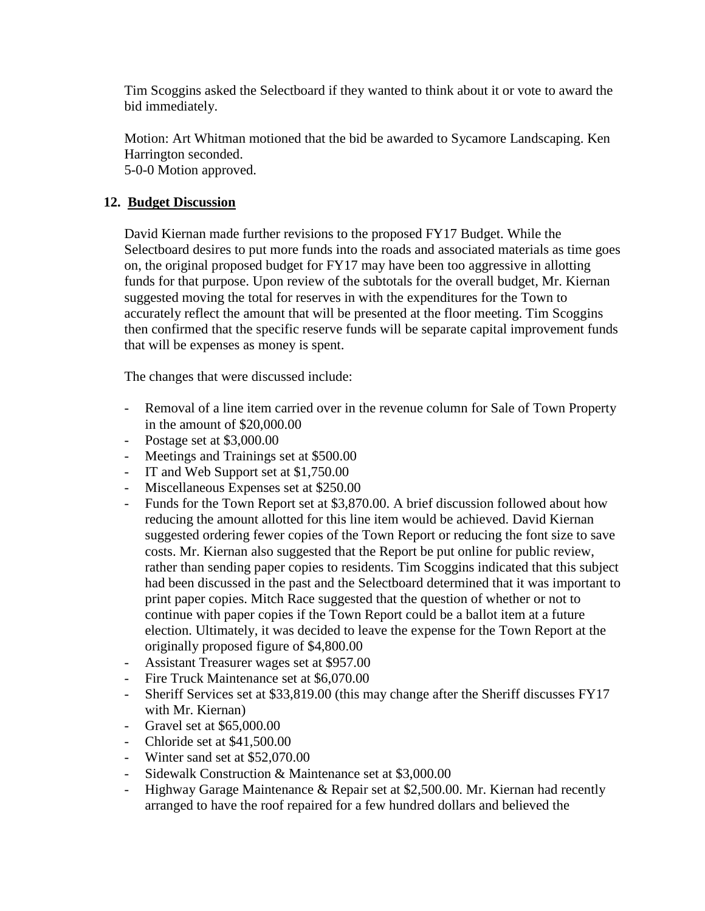Tim Scoggins asked the Selectboard if they wanted to think about it or vote to award the bid immediately.

Motion: Art Whitman motioned that the bid be awarded to Sycamore Landscaping. Ken Harrington seconded.
5-0-0 Motion approved.

## 12. **Budget Discussion**

David Kiernan made further revisions to the proposed FY17 Budget. While the Selectboard desires to put more funds into the roads and associated materials as time goes on, the original proposed budget for FY17 may have been too aggressive in allotting funds for that purpose. Upon review of the subtotals for the overall budget, Mr. Kiernan suggested moving the total for reserves in with the expenditures for the Town to accurately reflect the amount that will be presented at the floor meeting. Tim Scoggins then confirmed that the specific reserve funds will be separate capital improvement funds that will be expenses as money is spent.

The changes that were discussed include:

- Removal of a line item carried over in the revenue column for Sale of Town Property in the amount of $20,000.00
- Postage set at $3,000.00
- Meetings and Trainings set at $500.00
- IT and Web Support set at $1,750.00
- Miscellaneous Expenses set at $250.00
- Funds for the Town Report set at $3,870.00. A brief discussion followed about how reducing the amount allotted for this line item would be achieved. David Kiernan suggested ordering fewer copies of the Town Report or reducing the font size to save costs. Mr. Kiernan also suggested that the Report be put online for public review, rather than sending paper copies to residents. Tim Scoggins indicated that this subject had been discussed in the past and the Selectboard determined that it was important to print paper copies. Mitch Race suggested that the question of whether or not to continue with paper copies if the Town Report could be a ballot item at a future election. Ultimately, it was decided to leave the expense for the Town Report at the originally proposed figure of $4,800.00
- Assistant Treasurer wages set at $957.00
- Fire Truck Maintenance set at $6,070.00
- Sheriff Services set at $33,819.00 (this may change after the Sheriff discusses FY17 with Mr. Kiernan)
- Gravel set at $65,000.00
- Chloride set at $41,500.00
- Winter sand set at $52,070.00
- Sidewalk Construction & Maintenance set at $3,000.00
- Highway Garage Maintenance & Repair set at $2,500.00. Mr. Kiernan had recently arranged to have the roof repaired for a few hundred dollars and believed the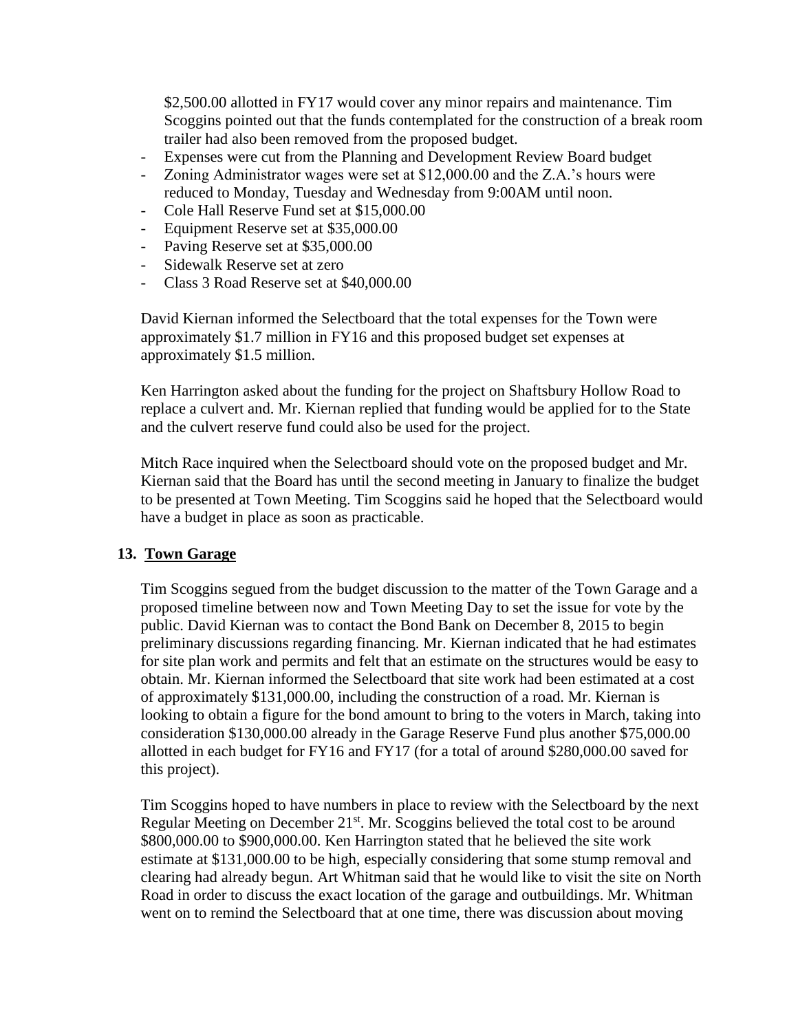$2,500.00 allotted in FY17 would cover any minor repairs and maintenance. Tim Scoggins pointed out that the funds contemplated for the construction of a break room trailer had also been removed from the proposed budget.

- Expenses were cut from the Planning and Development Review Board budget
- Zoning Administrator wages were set at $12,000.00 and the Z.A.'s hours were reduced to Monday, Tuesday and Wednesday from 9:00AM until noon.
- Cole Hall Reserve Fund set at $15,000.00
- Equipment Reserve set at $35,000.00
- Paving Reserve set at $35,000.00
- Sidewalk Reserve set at zero
- Class 3 Road Reserve set at $40,000.00

David Kiernan informed the Selectboard that the total expenses for the Town were approximately $1.7 million in FY16 and this proposed budget set expenses at approximately $1.5 million.

Ken Harrington asked about the funding for the project on Shaftsbury Hollow Road to replace a culvert and. Mr. Kiernan replied that funding would be applied for to the State and the culvert reserve fund could also be used for the project.

Mitch Race inquired when the Selectboard should vote on the proposed budget and Mr. Kiernan said that the Board has until the second meeting in January to finalize the budget to be presented at Town Meeting. Tim Scoggins said he hoped that the Selectboard would have a budget in place as soon as practicable.

## 13. Town Garage

Tim Scoggins segued from the budget discussion to the matter of the Town Garage and a proposed timeline between now and Town Meeting Day to set the issue for vote by the public. David Kiernan was to contact the Bond Bank on December 8, 2015 to begin preliminary discussions regarding financing. Mr. Kiernan indicated that he had estimates for site plan work and permits and felt that an estimate on the structures would be easy to obtain. Mr. Kiernan informed the Selectboard that site work had been estimated at a cost of approximately $131,000.00, including the construction of a road. Mr. Kiernan is looking to obtain a figure for the bond amount to bring to the voters in March, taking into consideration $130,000.00 already in the Garage Reserve Fund plus another $75,000.00 allotted in each budget for FY16 and FY17 (for a total of around $280,000.00 saved for this project).

Tim Scoggins hoped to have numbers in place to review with the Selectboard by the next Regular Meeting on December 21st. Mr. Scoggins believed the total cost to be around $800,000.00 to $900,000.00. Ken Harrington stated that he believed the site work estimate at $131,000.00 to be high, especially considering that some stump removal and clearing had already begun. Art Whitman said that he would like to visit the site on North Road in order to discuss the exact location of the garage and outbuildings. Mr. Whitman went on to remind the Selectboard that at one time, there was discussion about moving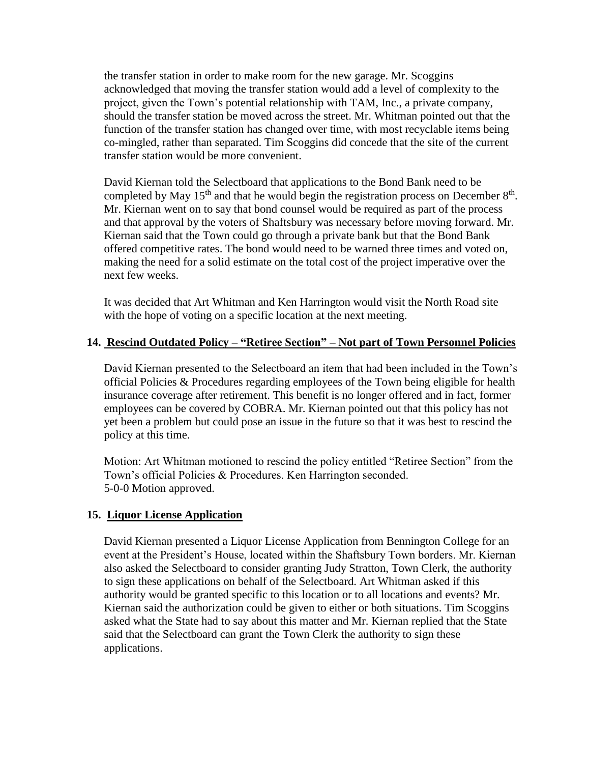the transfer station in order to make room for the new garage. Mr. Scoggins acknowledged that moving the transfer station would add a level of complexity to the project, given the Town's potential relationship with TAM, Inc., a private company, should the transfer station be moved across the street. Mr. Whitman pointed out that the function of the transfer station has changed over time, with most recyclable items being co-mingled, rather than separated. Tim Scoggins did concede that the site of the current transfer station would be more convenient.

David Kiernan told the Selectboard that applications to the Bond Bank need to be completed by May 15th and that he would begin the registration process on December 8th. Mr. Kiernan went on to say that bond counsel would be required as part of the process and that approval by the voters of Shaftsbury was necessary before moving forward. Mr. Kiernan said that the Town could go through a private bank but that the Bond Bank offered competitive rates. The bond would need to be warned three times and voted on, making the need for a solid estimate on the total cost of the project imperative over the next few weeks.

It was decided that Art Whitman and Ken Harrington would visit the North Road site with the hope of voting on a specific location at the next meeting.

**14. Rescind Outdated Policy – "Retiree Section" – Not part of Town Personnel Policies**

David Kiernan presented to the Selectboard an item that had been included in the Town's official Policies & Procedures regarding employees of the Town being eligible for health insurance coverage after retirement. This benefit is no longer offered and in fact, former employees can be covered by COBRA. Mr. Kiernan pointed out that this policy has not yet been a problem but could pose an issue in the future so that it was best to rescind the policy at this time.

Motion: Art Whitman motioned to rescind the policy entitled "Retiree Section" from the Town's official Policies & Procedures. Ken Harrington seconded.
5-0-0 Motion approved.

**15. Liquor License Application**

David Kiernan presented a Liquor License Application from Bennington College for an event at the President's House, located within the Shaftsbury Town borders. Mr. Kiernan also asked the Selectboard to consider granting Judy Stratton, Town Clerk, the authority to sign these applications on behalf of the Selectboard. Art Whitman asked if this authority would be granted specific to this location or to all locations and events? Mr. Kiernan said the authorization could be given to either or both situations. Tim Scoggins asked what the State had to say about this matter and Mr. Kiernan replied that the State said that the Selectboard can grant the Town Clerk the authority to sign these applications.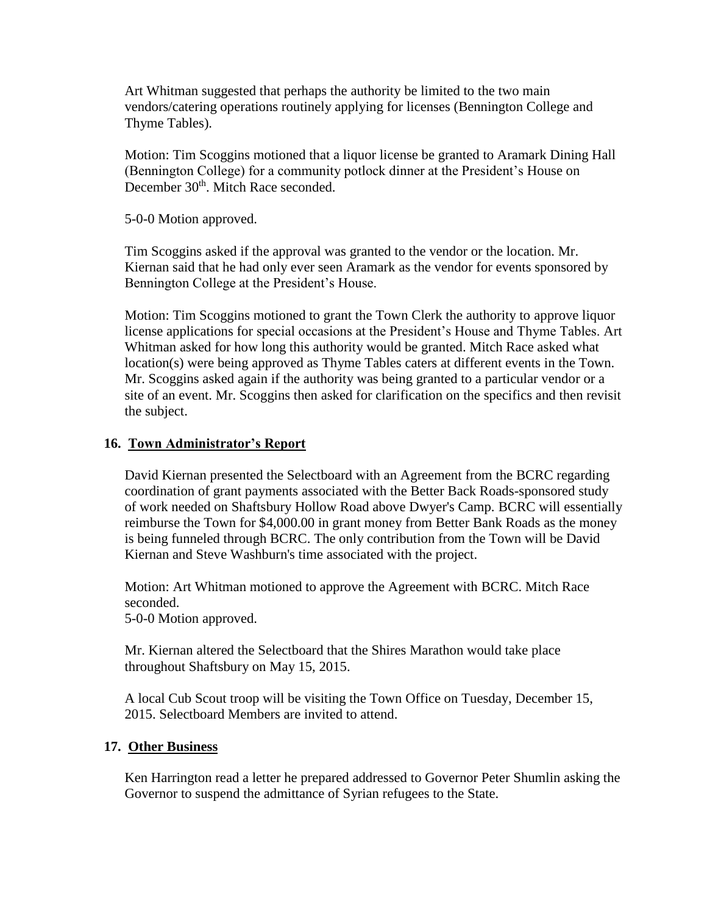Art Whitman suggested that perhaps the authority be limited to the two main vendors/catering operations routinely applying for licenses (Bennington College and Thyme Tables).

Motion: Tim Scoggins motioned that a liquor license be granted to Aramark Dining Hall (Bennington College) for a community potlock dinner at the President's House on December 30th. Mitch Race seconded.

5-0-0 Motion approved.

Tim Scoggins asked if the approval was granted to the vendor or the location. Mr. Kiernan said that he had only ever seen Aramark as the vendor for events sponsored by Bennington College at the President's House.

Motion: Tim Scoggins motioned to grant the Town Clerk the authority to approve liquor license applications for special occasions at the President's House and Thyme Tables. Art Whitman asked for how long this authority would be granted. Mitch Race asked what location(s) were being approved as Thyme Tables caters at different events in the Town. Mr. Scoggins asked again if the authority was being granted to a particular vendor or a site of an event. Mr. Scoggins then asked for clarification on the specifics and then revisit the subject.

## 16. Town Administrator's Report

David Kiernan presented the Selectboard with an Agreement from the BCRC regarding coordination of grant payments associated with the Better Back Roads-sponsored study of work needed on Shaftsbury Hollow Road above Dwyer's Camp. BCRC will essentially reimburse the Town for $4,000.00 in grant money from Better Bank Roads as the money is being funneled through BCRC. The only contribution from the Town will be David Kiernan and Steve Washburn's time associated with the project.

Motion: Art Whitman motioned to approve the Agreement with BCRC. Mitch Race seconded.
5-0-0 Motion approved.

Mr. Kiernan altered the Selectboard that the Shires Marathon would take place throughout Shaftsbury on May 15, 2015.

A local Cub Scout troop will be visiting the Town Office on Tuesday, December 15, 2015. Selectboard Members are invited to attend.

## 17. Other Business

Ken Harrington read a letter he prepared addressed to Governor Peter Shumlin asking the Governor to suspend the admittance of Syrian refugees to the State.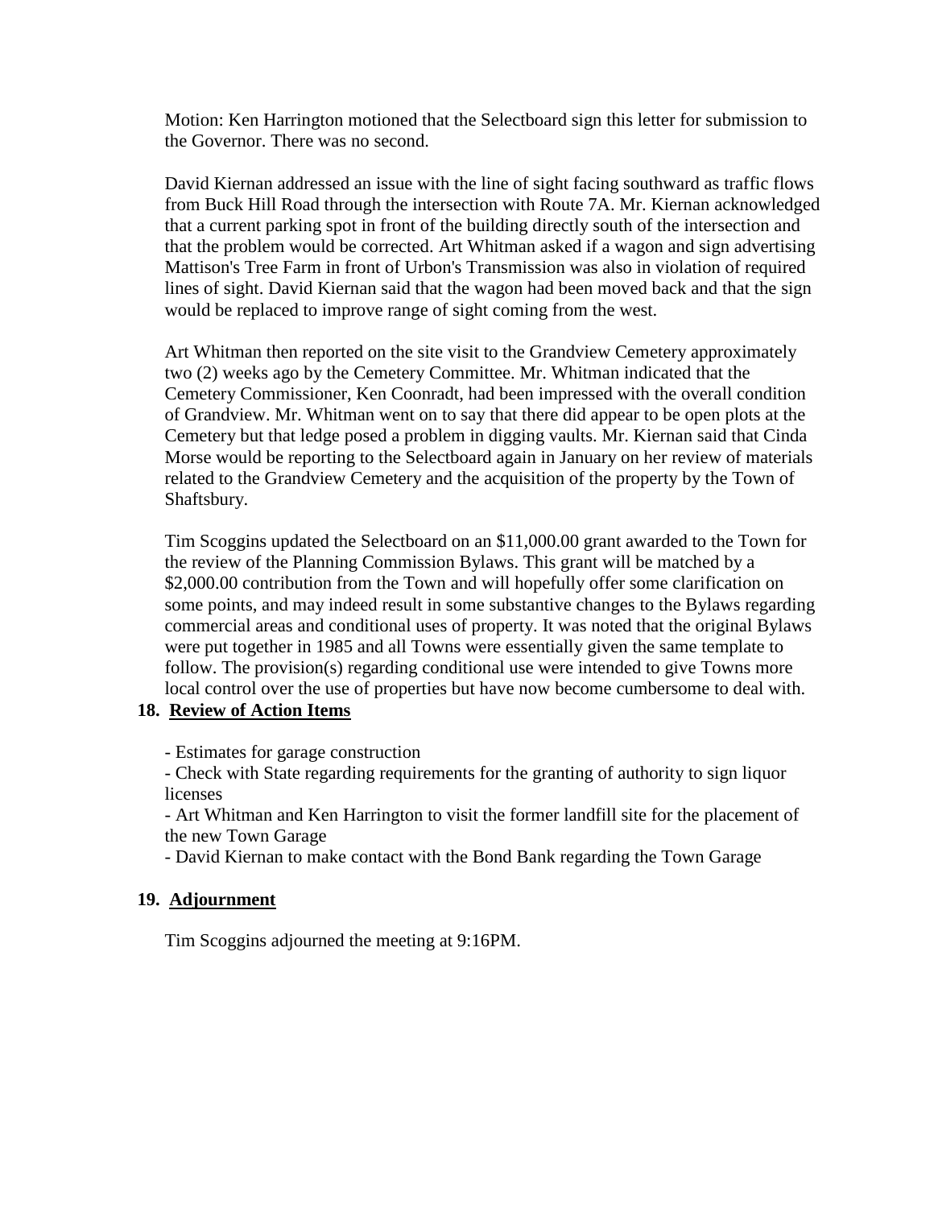Motion: Ken Harrington motioned that the Selectboard sign this letter for submission to the Governor. There was no second.

David Kiernan addressed an issue with the line of sight facing southward as traffic flows from Buck Hill Road through the intersection with Route 7A. Mr. Kiernan acknowledged that a current parking spot in front of the building directly south of the intersection and that the problem would be corrected. Art Whitman asked if a wagon and sign advertising Mattison's Tree Farm in front of Urbon's Transmission was also in violation of required lines of sight. David Kiernan said that the wagon had been moved back and that the sign would be replaced to improve range of sight coming from the west.

Art Whitman then reported on the site visit to the Grandview Cemetery approximately two (2) weeks ago by the Cemetery Committee. Mr. Whitman indicated that the Cemetery Commissioner, Ken Coonradt, had been impressed with the overall condition of Grandview. Mr. Whitman went on to say that there did appear to be open plots at the Cemetery but that ledge posed a problem in digging vaults. Mr. Kiernan said that Cinda Morse would be reporting to the Selectboard again in January on her review of materials related to the Grandview Cemetery and the acquisition of the property by the Town of Shaftsbury.

Tim Scoggins updated the Selectboard on an $11,000.00 grant awarded to the Town for the review of the Planning Commission Bylaws. This grant will be matched by a $2,000.00 contribution from the Town and will hopefully offer some clarification on some points, and may indeed result in some substantive changes to the Bylaws regarding commercial areas and conditional uses of property. It was noted that the original Bylaws were put together in 1985 and all Towns were essentially given the same template to follow. The provision(s) regarding conditional use were intended to give Towns more local control over the use of properties but have now become cumbersome to deal with.

## 18. Review of Action Items

- Estimates for garage construction
- Check with State regarding requirements for the granting of authority to sign liquor licenses
- Art Whitman and Ken Harrington to visit the former landfill site for the placement of the new Town Garage
- David Kiernan to make contact with the Bond Bank regarding the Town Garage

## 19. Adjournment

Tim Scoggins adjourned the meeting at 9:16PM.